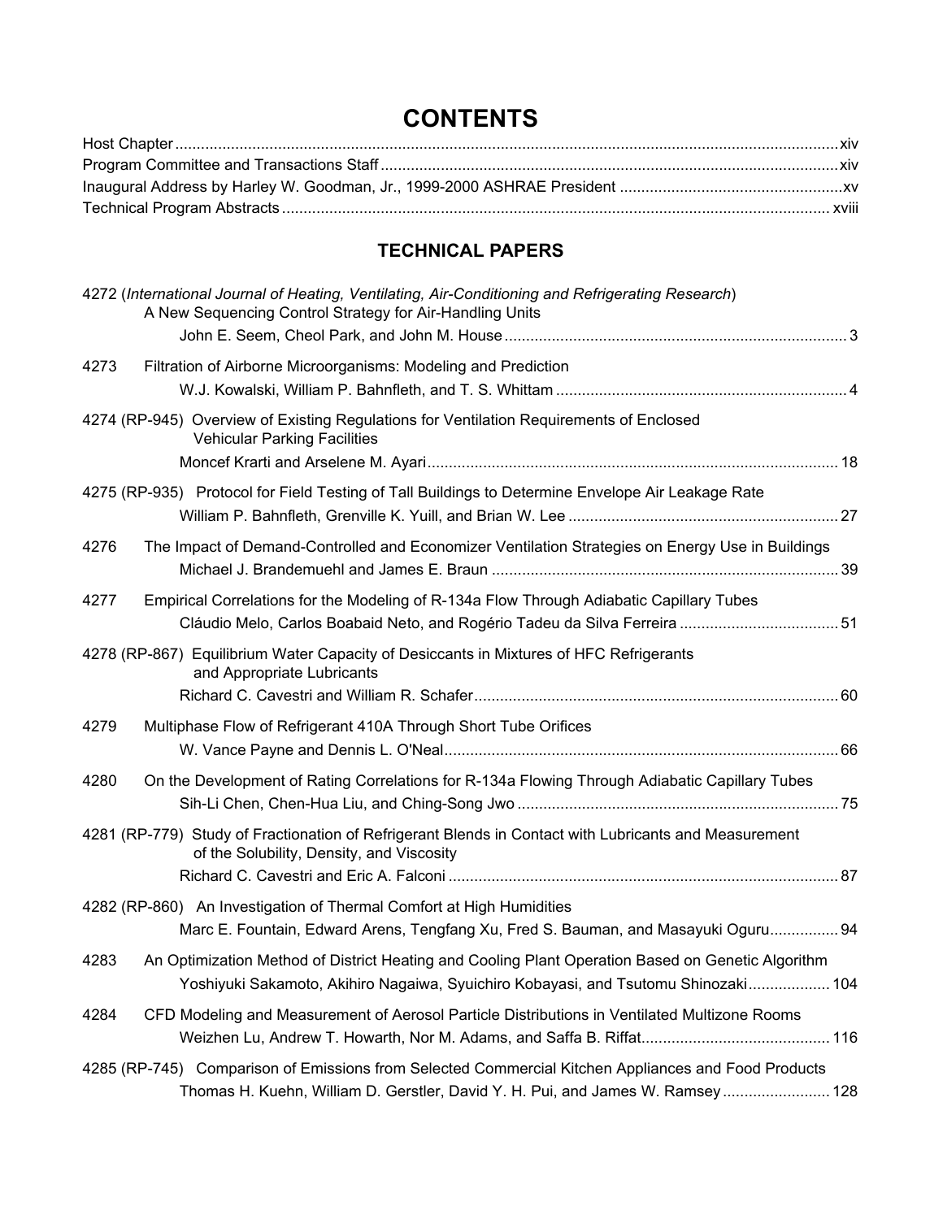# CONTENTS

Host Chapter .......... xiv
Program Committee and Transactions Staff .......... xiv
Inaugural Address by Harley W. Goodman, Jr., 1999-2000 ASHRAE President .......... xv
Technical Program Abstracts .......... xviii

## TECHNICAL PAPERS

4272 (*International Journal of Heating, Ventilating, Air-Conditioning and Refrigerating Research*)
A New Sequencing Control Strategy for Air-Handling Units
John E. Seem, Cheol Park, and John M. House .......... 3

4273 Filtration of Airborne Microorganisms: Modeling and Prediction
W.J. Kowalski, William P. Bahnfleth, and T. S. Whittam .......... 4

4274 (RP-945) Overview of Existing Regulations for Ventilation Requirements of Enclosed Vehicular Parking Facilities
Moncef Krarti and Arselene M. Ayari .......... 18

4275 (RP-935) Protocol for Field Testing of Tall Buildings to Determine Envelope Air Leakage Rate
William P. Bahnfleth, Grenville K. Yuill, and Brian W. Lee .......... 27

4276 The Impact of Demand-Controlled and Economizer Ventilation Strategies on Energy Use in Buildings
Michael J. Brandemuehl and James E. Braun .......... 39

4277 Empirical Correlations for the Modeling of R-134a Flow Through Adiabatic Capillary Tubes
Cláudio Melo, Carlos Boabaid Neto, and Rogério Tadeu da Silva Ferreira .......... 51

4278 (RP-867) Equilibrium Water Capacity of Desiccants in Mixtures of HFC Refrigerants and Appropriate Lubricants
Richard C. Cavestri and William R. Schafer .......... 60

4279 Multiphase Flow of Refrigerant 410A Through Short Tube Orifices
W. Vance Payne and Dennis L. O'Neal .......... 66

4280 On the Development of Rating Correlations for R-134a Flowing Through Adiabatic Capillary Tubes
Sih-Li Chen, Chen-Hua Liu, and Ching-Song Jwo .......... 75

4281 (RP-779) Study of Fractionation of Refrigerant Blends in Contact with Lubricants and Measurement of the Solubility, Density, and Viscosity
Richard C. Cavestri and Eric A. Falconi .......... 87

4282 (RP-860) An Investigation of Thermal Comfort at High Humidities
Marc E. Fountain, Edward Arens, Tengfang Xu, Fred S. Bauman, and Masayuki Oguru .......... 94

4283 An Optimization Method of District Heating and Cooling Plant Operation Based on Genetic Algorithm
Yoshiyuki Sakamoto, Akihiro Nagaiwa, Syuichiro Kobayasi, and Tsutomu Shinozaki .......... 104

4284 CFD Modeling and Measurement of Aerosol Particle Distributions in Ventilated Multizone Rooms
Weizhen Lu, Andrew T. Howarth, Nor M. Adams, and Saffa B. Riffat .......... 116

4285 (RP-745) Comparison of Emissions from Selected Commercial Kitchen Appliances and Food Products
Thomas H. Kuehn, William D. Gerstler, David Y. H. Pui, and James W. Ramsey .......... 128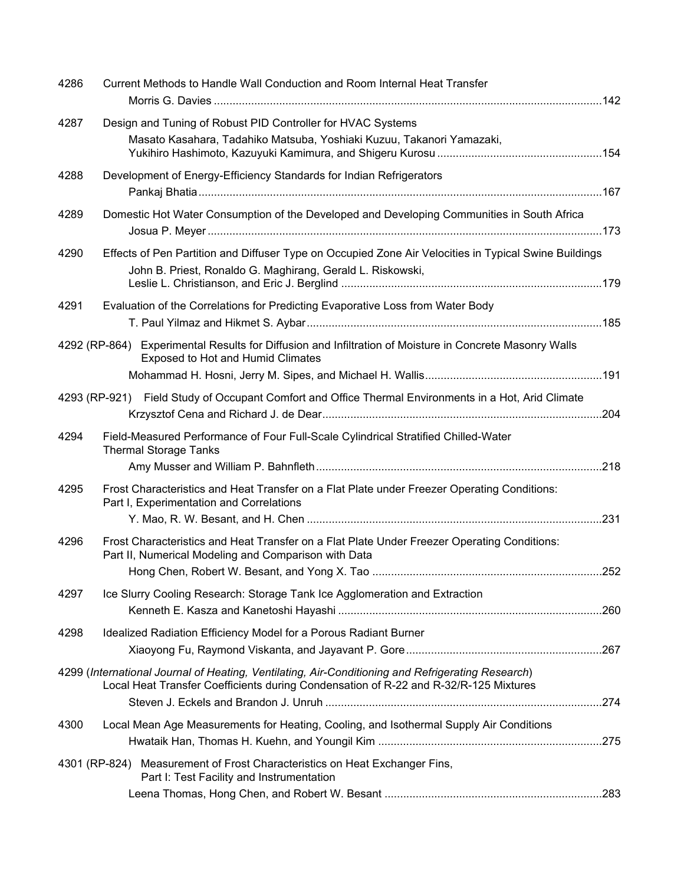4286 Current Methods to Handle Wall Conduction and Room Internal Heat Transfer
Morris G. Davies ............................................................................................................142

4287 Design and Tuning of Robust PID Controller for HVAC Systems
Masato Kasahara, Tadahiko Matsuba, Yoshiaki Kuzuu, Takanori Yamazaki, Yukihiro Hashimoto, Kazuyuki Kamimura, and Shigeru Kurosu ....................................................154

4288 Development of Energy-Efficiency Standards for Indian Refrigerators
Pankaj Bhatia.................................................................................................................167

4289 Domestic Hot Water Consumption of the Developed and Developing Communities in South Africa
Josua P. Meyer ..............................................................................................................173

4290 Effects of Pen Partition and Diffuser Type on Occupied Zone Air Velocities in Typical Swine Buildings
John B. Priest, Ronaldo G. Maghirang, Gerald L. Riskowski, Leslie L. Christianson, and Eric J. Berglind ...................................................................................179

4291 Evaluation of the Correlations for Predicting Evaporative Loss from Water Body
T. Paul Yilmaz and Hikmet S. Aybar..............................................................................185

4292 (RP-864) Experimental Results for Diffusion and Infiltration of Moisture in Concrete Masonry Walls Exposed to Hot and Humid Climates
Mohammad H. Hosni, Jerry M. Sipes, and Michael H. Wallis........................................................191

4293 (RP-921) Field Study of Occupant Comfort and Office Thermal Environments in a Hot, Arid Climate
Krzysztof Cena and Richard J. de Dear.........................................................................204

4294 Field-Measured Performance of Four Full-Scale Cylindrical Stratified Chilled-Water Thermal Storage Tanks
Amy Musser and William P. Bahnfleth...........................................................................218

4295 Frost Characteristics and Heat Transfer on a Flat Plate under Freezer Operating Conditions: Part I, Experimentation and Correlations
Y. Mao, R. W. Besant, and H. Chen .............................................................................231

4296 Frost Characteristics and Heat Transfer on a Flat Plate Under Freezer Operating Conditions: Part II, Numerical Modeling and Comparison with Data
Hong Chen, Robert W. Besant, and Yong X. Tao ..........................................................252

4297 Ice Slurry Cooling Research: Storage Tank Ice Agglomeration and Extraction
Kenneth E. Kasza and Kanetoshi Hayashi ....................................................................260

4298 Idealized Radiation Efficiency Model for a Porous Radiant Burner
Xiaoyong Fu, Raymond Viskanta, and Jayavant P. Gore..............................................................267

4299 (*International Journal of Heating, Ventilating, Air-Conditioning and Refrigerating Research*) Local Heat Transfer Coefficients during Condensation of R-22 and R-32/R-125 Mixtures
Steven J. Eckels and Brandon J. Unruh ........................................................................274

4300 Local Mean Age Measurements for Heating, Cooling, and Isothermal Supply Air Conditions
Hwataik Han, Thomas H. Kuehn, and Youngil Kim .......................................................................275

4301 (RP-824) Measurement of Frost Characteristics on Heat Exchanger Fins, Part I: Test Facility and Instrumentation
Leena Thomas, Hong Chen, and Robert W. Besant .....................................................................283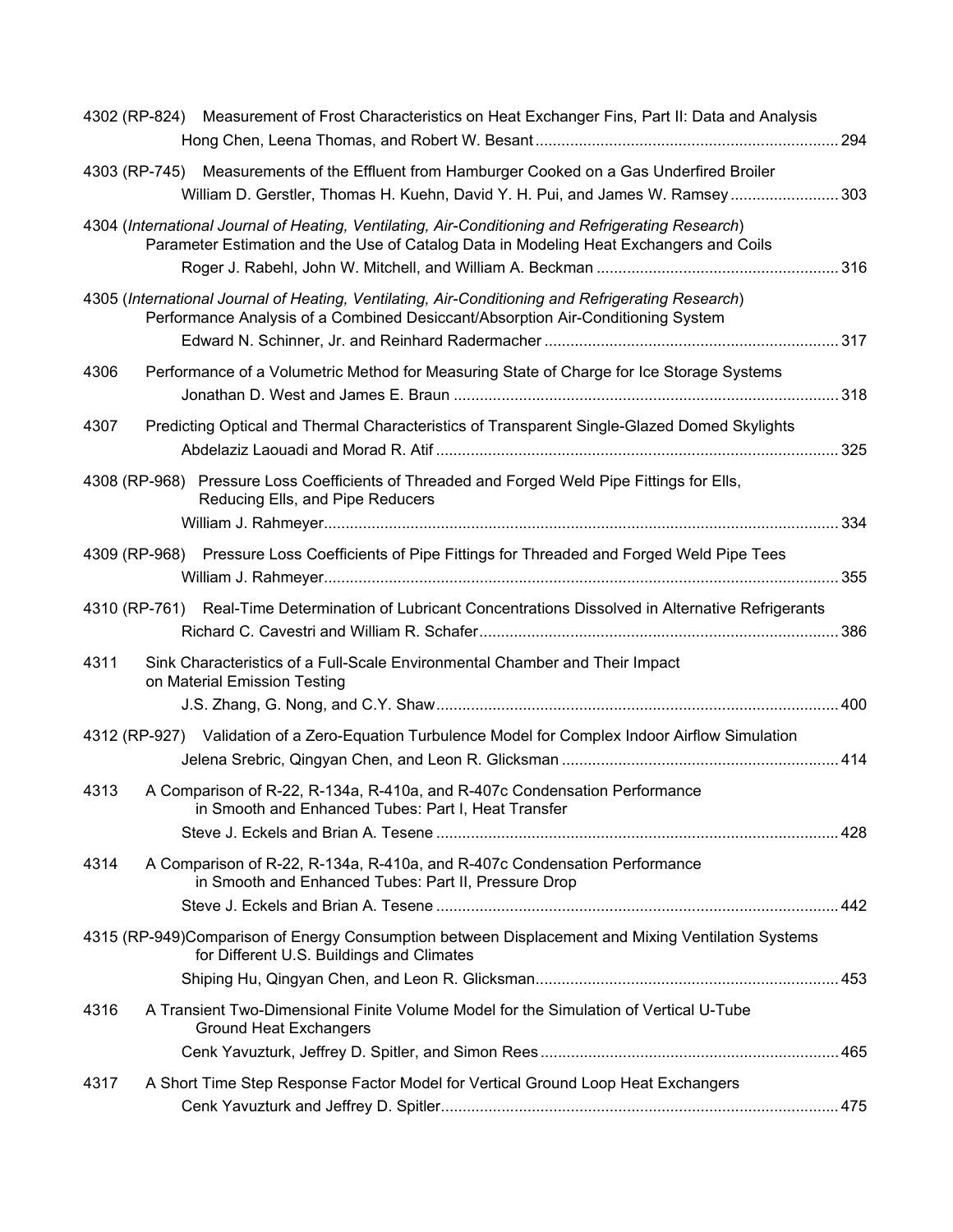4302 (RP-824) Measurement of Frost Characteristics on Heat Exchanger Fins, Part II: Data and Analysis
Hong Chen, Leena Thomas, and Robert W. Besant ..................................................................... 294

4303 (RP-745) Measurements of the Effluent from Hamburger Cooked on a Gas Underfired Broiler
William D. Gerstler, Thomas H. Kuehn, David Y. H. Pui, and James W. Ramsey ......................... 303

4304 (*International Journal of Heating, Ventilating, Air-Conditioning and Refrigerating Research*)
Parameter Estimation and the Use of Catalog Data in Modeling Heat Exchangers and Coils
Roger J. Rabehl, John W. Mitchell, and William A. Beckman ........................................................ 316

4305 (*International Journal of Heating, Ventilating, Air-Conditioning and Refrigerating Research*)
Performance Analysis of a Combined Desiccant/Absorption Air-Conditioning System
Edward N. Schinner, Jr. and Reinhard Radermacher .................................................................... 317

4306 Performance of a Volumetric Method for Measuring State of Charge for Ice Storage Systems
Jonathan D. West and James E. Braun ........................................................................................ 318

4307 Predicting Optical and Thermal Characteristics of Transparent Single-Glazed Domed Skylights
Abdelaziz Laouadi and Morad R. Atif ............................................................................................ 325

4308 (RP-968) Pressure Loss Coefficients of Threaded and Forged Weld Pipe Fittings for Ells, Reducing Ells, and Pipe Reducers
William J. Rahmeyer...................................................................................................................... 334

4309 (RP-968) Pressure Loss Coefficients of Pipe Fittings for Threaded and Forged Weld Pipe Tees
William J. Rahmeyer...................................................................................................................... 355

4310 (RP-761) Real-Time Determination of Lubricant Concentrations Dissolved in Alternative Refrigerants
Richard C. Cavestri and William R. Schafer.................................................................................. 386

4311 Sink Characteristics of a Full-Scale Environmental Chamber and Their Impact on Material Emission Testing
J.S. Zhang, G. Nong, and C.Y. Shaw............................................................................................ 400

4312 (RP-927) Validation of a Zero-Equation Turbulence Model for Complex Indoor Airflow Simulation
Jelena Srebric, Qingyan Chen, and Leon R. Glicksman ............................................................... 414

4313 A Comparison of R-22, R-134a, R-410a, and R-407c Condensation Performance in Smooth and Enhanced Tubes: Part I, Heat Transfer
Steve J. Eckels and Brian A. Tesene ............................................................................................ 428

4314 A Comparison of R-22, R-134a, R-410a, and R-407c Condensation Performance in Smooth and Enhanced Tubes: Part II, Pressure Drop
Steve J. Eckels and Brian A. Tesene ............................................................................................ 442

4315 (RP-949) Comparison of Energy Consumption between Displacement and Mixing Ventilation Systems for Different U.S. Buildings and Climates
Shiping Hu, Qingyan Chen, and Leon R. Glicksman..................................................................... 453

4316 A Transient Two-Dimensional Finite Volume Model for the Simulation of Vertical U-Tube Ground Heat Exchangers
Cenk Yavuzturk, Jeffrey D. Spitler, and Simon Rees .................................................................... 465

4317 A Short Time Step Response Factor Model for Vertical Ground Loop Heat Exchangers
Cenk Yavuzturk and Jeffrey D. Spitler........................................................................................... 475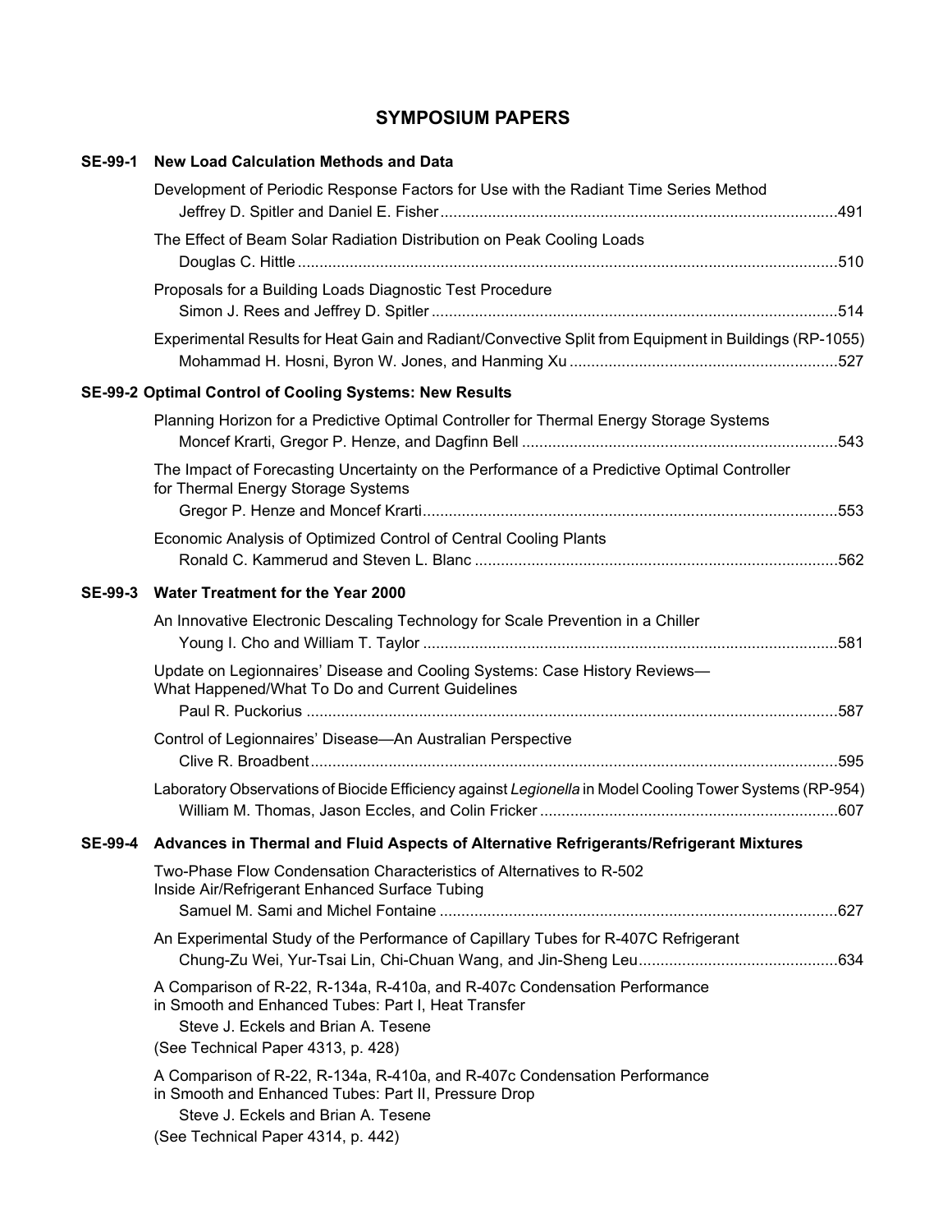## SYMPOSIUM PAPERS

### SE-99-1 New Load Calculation Methods and Data

Development of Periodic Response Factors for Use with the Radiant Time Series Method
Jeffrey D. Spitler and Daniel E. Fisher ........................................................................................491

The Effect of Beam Solar Radiation Distribution on Peak Cooling Loads
Douglas C. Hittle ........................................................................................................................510

Proposals for a Building Loads Diagnostic Test Procedure
Simon J. Rees and Jeffrey D. Spitler ..........................................................................................514

Experimental Results for Heat Gain and Radiant/Convective Split from Equipment in Buildings (RP-1055)
Mohammad H. Hosni, Byron W. Jones, and Hanming Xu ..........................................................527

### SE-99-2 Optimal Control of Cooling Systems: New Results

Planning Horizon for a Predictive Optimal Controller for Thermal Energy Storage Systems
Moncef Krarti, Gregor P. Henze, and Dagfinn Bell .....................................................................543

The Impact of Forecasting Uncertainty on the Performance of a Predictive Optimal Controller for Thermal Energy Storage Systems
Gregor P. Henze and Moncef Krarti.............................................................................................553

Economic Analysis of Optimized Control of Central Cooling Plants
Ronald C. Kammerud and Steven L. Blanc ................................................................................562

### SE-99-3 Water Treatment for the Year 2000

An Innovative Electronic Descaling Technology for Scale Prevention in a Chiller
Young I. Cho and William T. Taylor ............................................................................................581

Update on Legionnaires' Disease and Cooling Systems: Case History Reviews—What Happened/What To Do and Current Guidelines
Paul R. Puckorius .......................................................................................................................587

Control of Legionnaires' Disease—An Australian Perspective
Clive R. Broadbent......................................................................................................................595

Laboratory Observations of Biocide Efficiency against *Legionella* in Model Cooling Tower Systems (RP-954)
William M. Thomas, Jason Eccles, and Colin Fricker .................................................................607

### SE-99-4 Advances in Thermal and Fluid Aspects of Alternative Refrigerants/Refrigerant Mixtures

Two-Phase Flow Condensation Characteristics of Alternatives to R-502 Inside Air/Refrigerant Enhanced Surface Tubing
Samuel M. Sami and Michel Fontaine ........................................................................................627

An Experimental Study of the Performance of Capillary Tubes for R-407C Refrigerant
Chung-Zu Wei, Yur-Tsai Lin, Chi-Chuan Wang, and Jin-Sheng Leu...........................................634

A Comparison of R-22, R-134a, R-410a, and R-407c Condensation Performance in Smooth and Enhanced Tubes: Part I, Heat Transfer
Steve J. Eckels and Brian A. Tesene
(See Technical Paper 4313, p. 428)

A Comparison of R-22, R-134a, R-410a, and R-407c Condensation Performance in Smooth and Enhanced Tubes: Part II, Pressure Drop
Steve J. Eckels and Brian A. Tesene
(See Technical Paper 4314, p. 442)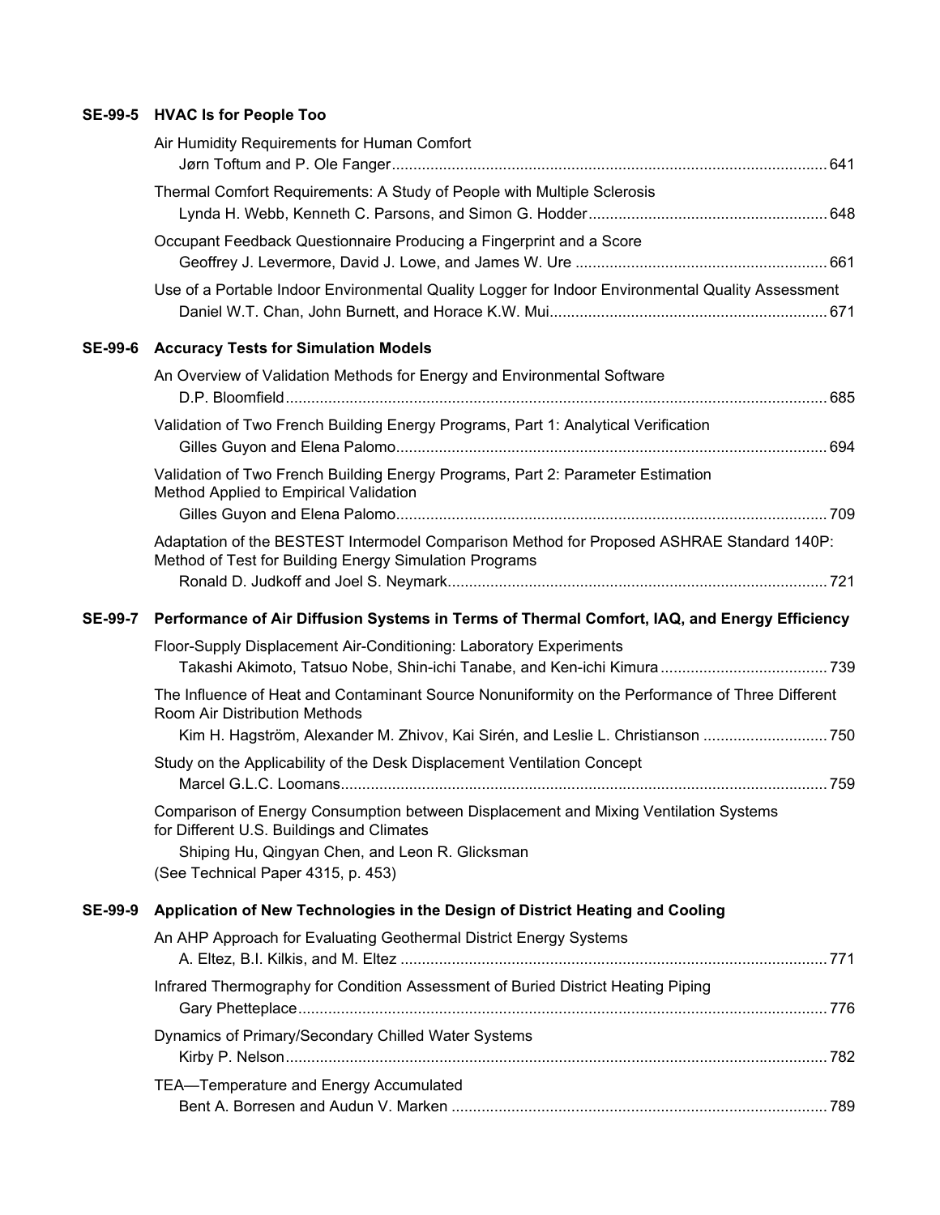## SE-99-5 HVAC Is for People Too

Air Humidity Requirements for Human Comfort
Jørn Toftum and P. Ole Fanger ..... 641

Thermal Comfort Requirements: A Study of People with Multiple Sclerosis
Lynda H. Webb, Kenneth C. Parsons, and Simon G. Hodder ..... 648

Occupant Feedback Questionnaire Producing a Fingerprint and a Score
Geoffrey J. Levermore, David J. Lowe, and James W. Ure ..... 661

Use of a Portable Indoor Environmental Quality Logger for Indoor Environmental Quality Assessment
Daniel W.T. Chan, John Burnett, and Horace K.W. Mui ..... 671

## SE-99-6 Accuracy Tests for Simulation Models

An Overview of Validation Methods for Energy and Environmental Software
D.P. Bloomfield ..... 685

Validation of Two French Building Energy Programs, Part 1: Analytical Verification
Gilles Guyon and Elena Palomo ..... 694

Validation of Two French Building Energy Programs, Part 2: Parameter Estimation Method Applied to Empirical Validation
Gilles Guyon and Elena Palomo ..... 709

Adaptation of the BESTEST Intermodel Comparison Method for Proposed ASHRAE Standard 140P: Method of Test for Building Energy Simulation Programs
Ronald D. Judkoff and Joel S. Neymark ..... 721

## SE-99-7 Performance of Air Diffusion Systems in Terms of Thermal Comfort, IAQ, and Energy Efficiency

Floor-Supply Displacement Air-Conditioning: Laboratory Experiments
Takashi Akimoto, Tatsuo Nobe, Shin-ichi Tanabe, and Ken-ichi Kimura ..... 739

The Influence of Heat and Contaminant Source Nonuniformity on the Performance of Three Different Room Air Distribution Methods
Kim H. Hagström, Alexander M. Zhivov, Kai Sirén, and Leslie L. Christianson ..... 750

Study on the Applicability of the Desk Displacement Ventilation Concept
Marcel G.L.C. Loomans ..... 759

Comparison of Energy Consumption between Displacement and Mixing Ventilation Systems for Different U.S. Buildings and Climates
Shiping Hu, Qingyan Chen, and Leon R. Glicksman
(See Technical Paper 4315, p. 453)

## SE-99-9 Application of New Technologies in the Design of District Heating and Cooling

An AHP Approach for Evaluating Geothermal District Energy Systems
A. Eltez, B.I. Kilkis, and M. Eltez ..... 771

Infrared Thermography for Condition Assessment of Buried District Heating Piping
Gary Phetteplace ..... 776

Dynamics of Primary/Secondary Chilled Water Systems
Kirby P. Nelson ..... 782

TEA—Temperature and Energy Accumulated
Bent A. Borresen and Audun V. Marken ..... 789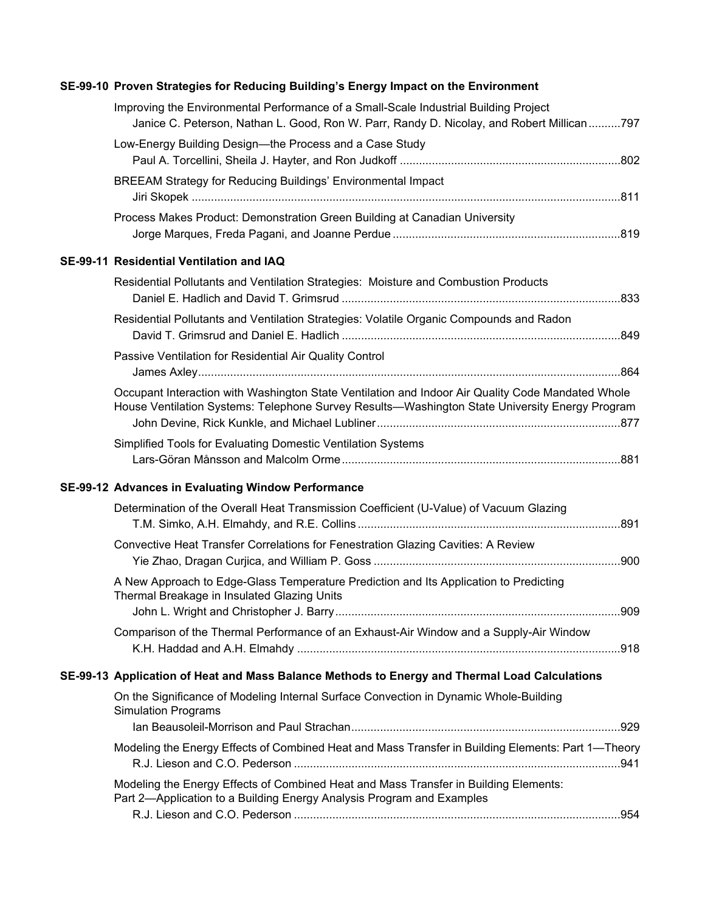## SE-99-10 Proven Strategies for Reducing Building's Energy Impact on the Environment

Improving the Environmental Performance of a Small-Scale Industrial Building Project
Janice C. Peterson, Nathan L. Good, Ron W. Parr, Randy D. Nicolay, and Robert Millican ..........797

Low-Energy Building Design—the Process and a Case Study
Paul A. Torcellini, Sheila J. Hayter, and Ron Judkoff ..........802

BREEAM Strategy for Reducing Buildings' Environmental Impact
Jiri Skopek ..........811

Process Makes Product: Demonstration Green Building at Canadian University
Jorge Marques, Freda Pagani, and Joanne Perdue ..........819

## SE-99-11 Residential Ventilation and IAQ

Residential Pollutants and Ventilation Strategies: Moisture and Combustion Products
Daniel E. Hadlich and David T. Grimsrud ..........833

Residential Pollutants and Ventilation Strategies: Volatile Organic Compounds and Radon
David T. Grimsrud and Daniel E. Hadlich ..........849

Passive Ventilation for Residential Air Quality Control
James Axley..........864

Occupant Interaction with Washington State Ventilation and Indoor Air Quality Code Mandated Whole House Ventilation Systems: Telephone Survey Results—Washington State University Energy Program
John Devine, Rick Kunkle, and Michael Lubliner..........877

Simplified Tools for Evaluating Domestic Ventilation Systems
Lars-Göran Månsson and Malcolm Orme..........881

## SE-99-12 Advances in Evaluating Window Performance

Determination of the Overall Heat Transmission Coefficient (U-Value) of Vacuum Glazing
T.M. Simko, A.H. Elmahdy, and R.E. Collins..........891

Convective Heat Transfer Correlations for Fenestration Glazing Cavities: A Review
Yie Zhao, Dragan Curjica, and William P. Goss ..........900

A New Approach to Edge-Glass Temperature Prediction and Its Application to Predicting Thermal Breakage in Insulated Glazing Units
John L. Wright and Christopher J. Barry..........909

Comparison of the Thermal Performance of an Exhaust-Air Window and a Supply-Air Window
K.H. Haddad and A.H. Elmahdy ..........918

## SE-99-13 Application of Heat and Mass Balance Methods to Energy and Thermal Load Calculations

On the Significance of Modeling Internal Surface Convection in Dynamic Whole-Building Simulation Programs
Ian Beausoleil-Morrison and Paul Strachan..........929

Modeling the Energy Effects of Combined Heat and Mass Transfer in Building Elements: Part 1—Theory
R.J. Lieson and C.O. Pederson ..........941

Modeling the Energy Effects of Combined Heat and Mass Transfer in Building Elements: Part 2—Application to a Building Energy Analysis Program and Examples
R.J. Lieson and C.O. Pederson ..........954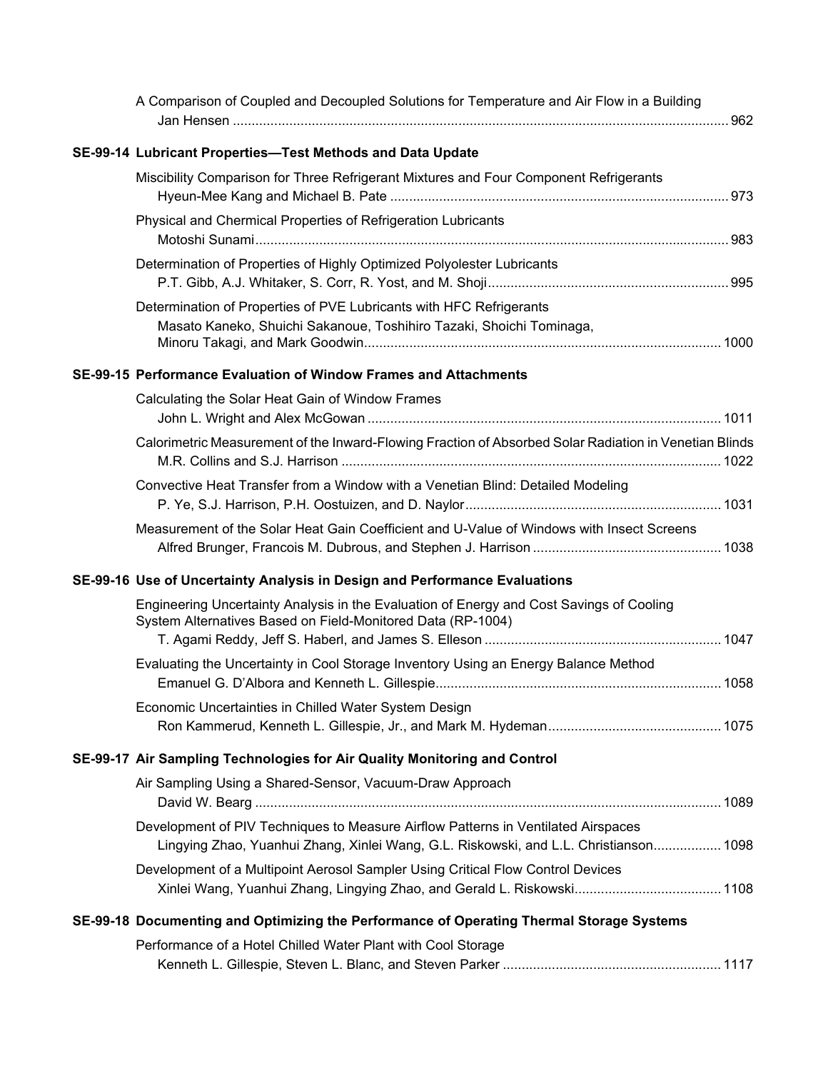A Comparison of Coupled and Decoupled Solutions for Temperature and Air Flow in a Building
Jan Hensen ... 962

## SE-99-14 Lubricant Properties—Test Methods and Data Update

Miscibility Comparison for Three Refrigerant Mixtures and Four Component Refrigerants
Hyeun-Mee Kang and Michael B. Pate ... 973

Physical and Chermical Properties of Refrigeration Lubricants
Motoshi Sunami ... 983

Determination of Properties of Highly Optimized Polyolester Lubricants
P.T. Gibb, A.J. Whitaker, S. Corr, R. Yost, and M. Shoji ... 995

Determination of Properties of PVE Lubricants with HFC Refrigerants
Masato Kaneko, Shuichi Sakanoue, Toshihiro Tazaki, Shoichi Tominaga, Minoru Takagi, and Mark Goodwin ... 1000

## SE-99-15 Performance Evaluation of Window Frames and Attachments

Calculating the Solar Heat Gain of Window Frames
John L. Wright and Alex McGowan ... 1011

Calorimetric Measurement of the Inward-Flowing Fraction of Absorbed Solar Radiation in Venetian Blinds
M.R. Collins and S.J. Harrison ... 1022

Convective Heat Transfer from a Window with a Venetian Blind: Detailed Modeling
P. Ye, S.J. Harrison, P.H. Oostuizen, and D. Naylor ... 1031

Measurement of the Solar Heat Gain Coefficient and U-Value of Windows with Insect Screens
Alfred Brunger, Francois M. Dubrous, and Stephen J. Harrison ... 1038

## SE-99-16 Use of Uncertainty Analysis in Design and Performance Evaluations

Engineering Uncertainty Analysis in the Evaluation of Energy and Cost Savings of Cooling System Alternatives Based on Field-Monitored Data (RP-1004)
T. Agami Reddy, Jeff S. Haberl, and James S. Elleson ... 1047

Evaluating the Uncertainty in Cool Storage Inventory Using an Energy Balance Method
Emanuel G. D'Albora and Kenneth L. Gillespie ... 1058

Economic Uncertainties in Chilled Water System Design
Ron Kammerud, Kenneth L. Gillespie, Jr., and Mark M. Hydeman ... 1075

## SE-99-17 Air Sampling Technologies for Air Quality Monitoring and Control

Air Sampling Using a Shared-Sensor, Vacuum-Draw Approach
David W. Bearg ... 1089

Development of PIV Techniques to Measure Airflow Patterns in Ventilated Airspaces
Lingying Zhao, Yuanhui Zhang, Xinlei Wang, G.L. Riskowski, and L.L. Christianson ... 1098

Development of a Multipoint Aerosol Sampler Using Critical Flow Control Devices
Xinlei Wang, Yuanhui Zhang, Lingying Zhao, and Gerald L. Riskowski ... 1108

## SE-99-18 Documenting and Optimizing the Performance of Operating Thermal Storage Systems

Performance of a Hotel Chilled Water Plant with Cool Storage
Kenneth L. Gillespie, Steven L. Blanc, and Steven Parker ... 1117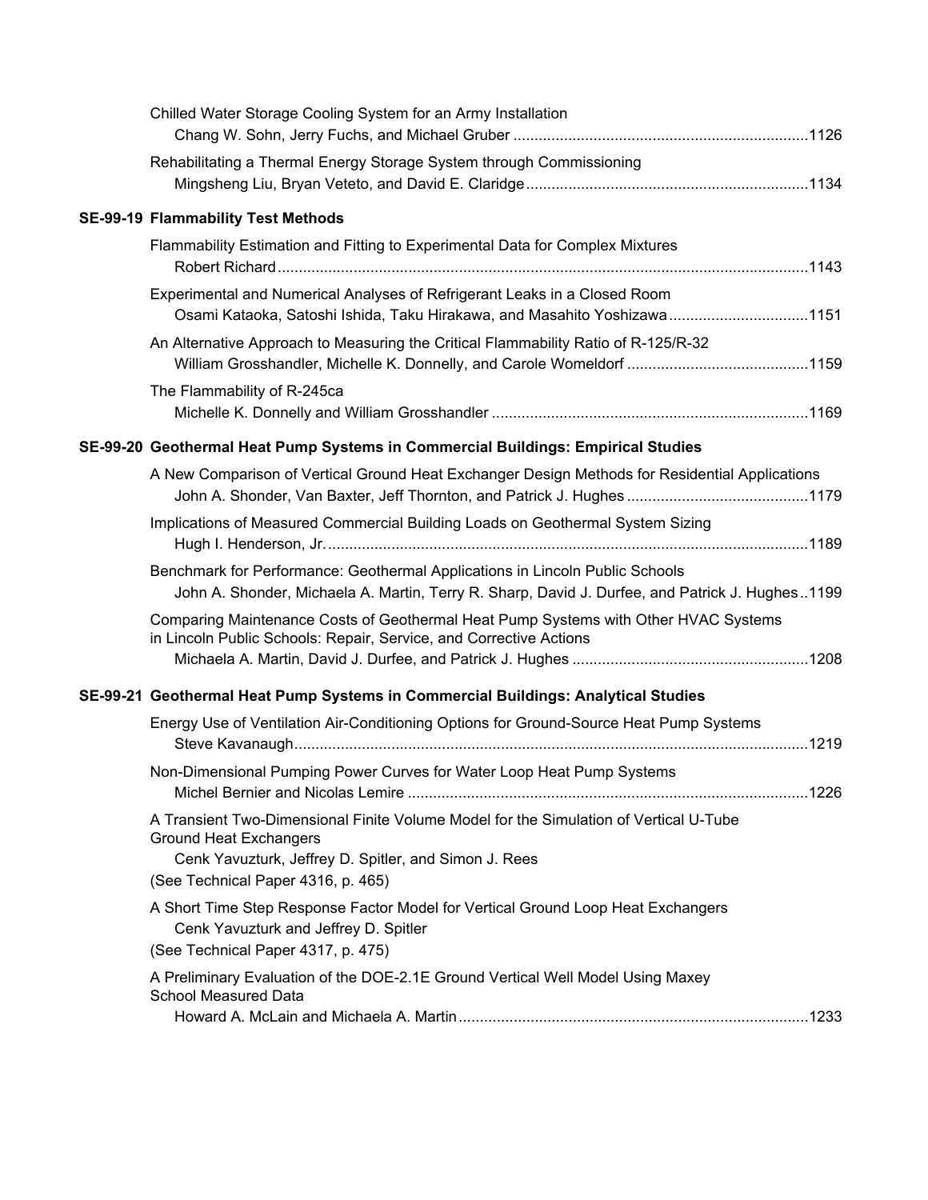Chilled Water Storage Cooling System for an Army Installation
Chang W. Sohn, Jerry Fuchs, and Michael Gruber ....................................................................1126

Rehabilitating a Thermal Energy Storage System through Commissioning
Mingsheng Liu, Bryan Veteto, and David E. Claridge..................................................................1134

**SE-99-19 Flammability Test Methods**

Flammability Estimation and Fitting to Experimental Data for Complex Mixtures
Robert Richard............................................................................................................................1143

Experimental and Numerical Analyses of Refrigerant Leaks in a Closed Room
Osami Kataoka, Satoshi Ishida, Taku Hirakawa, and Masahito Yoshizawa.................................1151

An Alternative Approach to Measuring the Critical Flammability Ratio of R-125/R-32
William Grosshandler, Michelle K. Donnelly, and Carole Womeldorf ..........................................1159

The Flammability of R-245ca
Michelle K. Donnelly and William Grosshandler ..........................................................................1169

**SE-99-20 Geothermal Heat Pump Systems in Commercial Buildings: Empirical Studies**

A New Comparison of Vertical Ground Heat Exchanger Design Methods for Residential Applications
John A. Shonder, Van Baxter, Jeff Thornton, and Patrick J. Hughes ..........................................1179

Implications of Measured Commercial Building Loads on Geothermal System Sizing
Hugh I. Henderson, Jr. ................................................................................................................1189

Benchmark for Performance: Geothermal Applications in Lincoln Public Schools
John A. Shonder, Michaela A. Martin, Terry R. Sharp, David J. Durfee, and Patrick J. Hughes ..1199

Comparing Maintenance Costs of Geothermal Heat Pump Systems with Other HVAC Systems in Lincoln Public Schools: Repair, Service, and Corrective Actions
Michaela A. Martin, David J. Durfee, and Patrick J. Hughes .......................................................1208

**SE-99-21 Geothermal Heat Pump Systems in Commercial Buildings: Analytical Studies**

Energy Use of Ventilation Air-Conditioning Options for Ground-Source Heat Pump Systems
Steve Kavanaugh.........................................................................................................................1219

Non-Dimensional Pumping Power Curves for Water Loop Heat Pump Systems
Michel Bernier and Nicolas Lemire .............................................................................................1226

A Transient Two-Dimensional Finite Volume Model for the Simulation of Vertical U-Tube Ground Heat Exchangers
Cenk Yavuzturk, Jeffrey D. Spitler, and Simon J. Rees
(See Technical Paper 4316, p. 465)

A Short Time Step Response Factor Model for Vertical Ground Loop Heat Exchangers
Cenk Yavuzturk and Jeffrey D. Spitler
(See Technical Paper 4317, p. 475)

A Preliminary Evaluation of the DOE-2.1E Ground Vertical Well Model Using Maxey School Measured Data
Howard A. McLain and Michaela A. Martin..................................................................................1233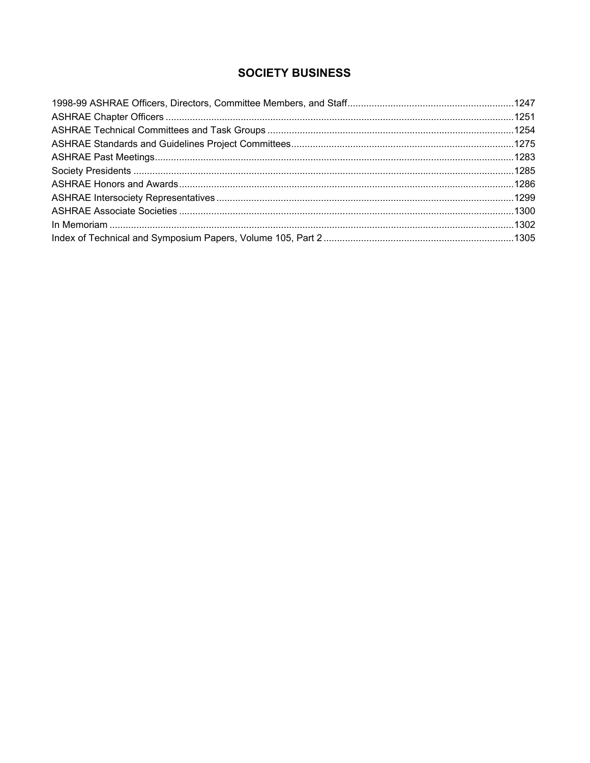# SOCIETY BUSINESS

1998-99 ASHRAE Officers, Directors, Committee Members, and Staff.............................................................1247
ASHRAE Chapter Officers .................................................................................................................1251
ASHRAE Technical Committees and Task Groups ..........................................................................................1254
ASHRAE Standards and Guidelines Project Committees.................................................................................1275
ASHRAE Past Meetings.....................................................................................................................1283
Society Presidents ...........................................................................................................................1285
ASHRAE Honors and Awards...........................................................................................................1286
ASHRAE Intersociety Representatives .............................................................................................1299
ASHRAE Associate Societies ...........................................................................................................1300
In Memoriam ....................................................................................................................................1302
Index of Technical and Symposium Papers, Volume 105, Part 2 ......................................................................1305